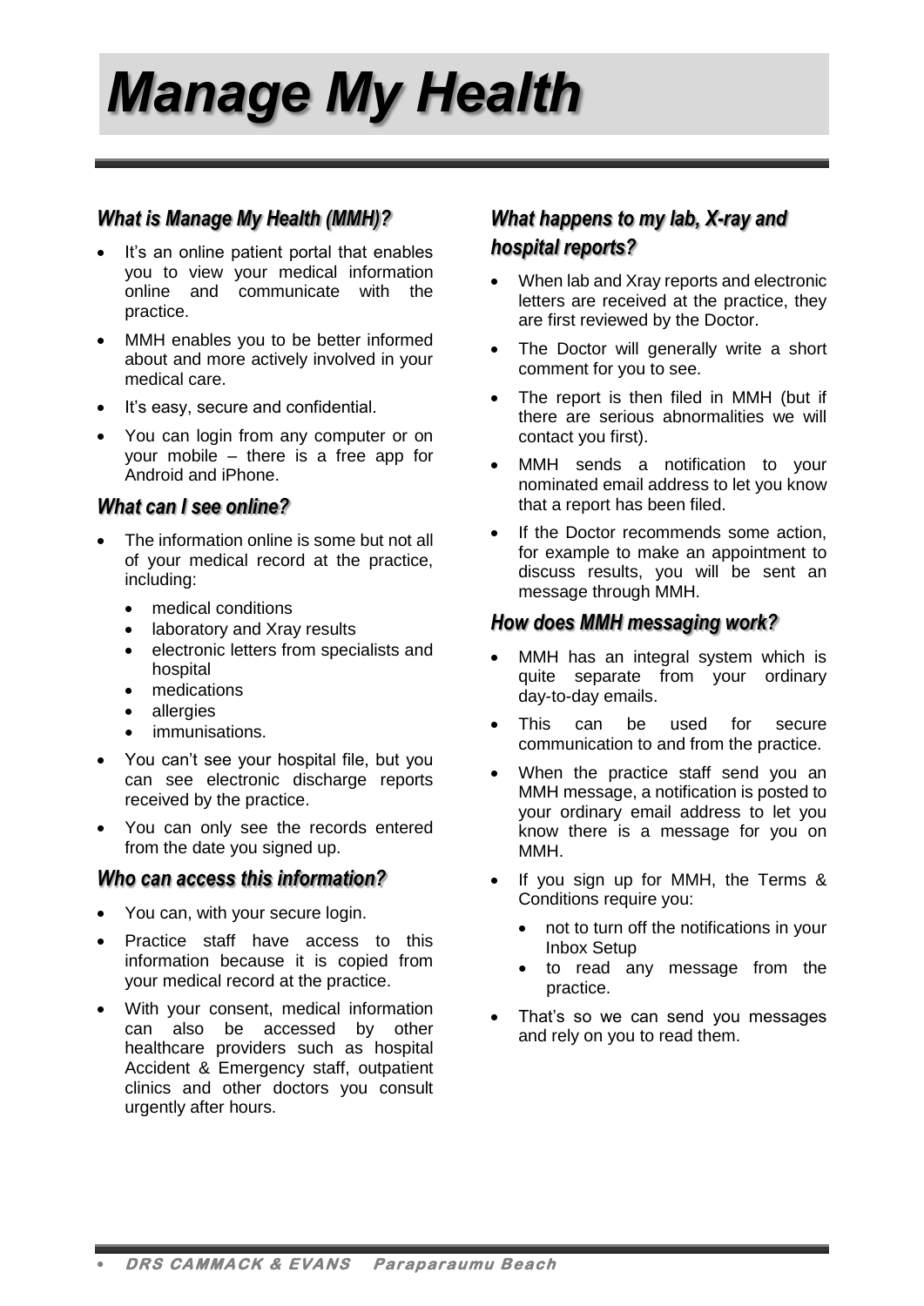# Manage My Health

## What is Manage My Health (MMH)?

- It's an online patient portal that enables you to view your medical information online and communicate with the practice.
- MMH enables you to be better informed about and more actively involved in your medical care.
- It's easy, secure and confidential.
- You can login from any computer or on your mobile – there is a free app for Android and iPhone.

## What can I see online?

- The information online is some but not all of your medical record at the practice, including:
  - medical conditions
  - laboratory and Xray results
  - electronic letters from specialists and hospital
  - medications
  - allergies
  - immunisations.
- You can't see your hospital file, but you can see electronic discharge reports received by the practice.
- You can only see the records entered from the date you signed up.

## Who can access this information?

- You can, with your secure login.
- Practice staff have access to this information because it is copied from your medical record at the practice.
- With your consent, medical information can also be accessed by other healthcare providers such as hospital Accident & Emergency staff, outpatient clinics and other doctors you consult urgently after hours.

## What happens to my lab, X-ray and hospital reports?

- When lab and Xray reports and electronic letters are received at the practice, they are first reviewed by the Doctor.
- The Doctor will generally write a short comment for you to see.
- The report is then filed in MMH (but if there are serious abnormalities we will contact you first).
- MMH sends a notification to your nominated email address to let you know that a report has been filed.
- If the Doctor recommends some action, for example to make an appointment to discuss results, you will be sent an message through MMH.

## How does MMH messaging work?

- MMH has an integral system which is quite separate from your ordinary day-to-day emails.
- This can be used for secure communication to and from the practice.
- When the practice staff send you an MMH message, a notification is posted to your ordinary email address to let you know there is a message for you on MMH.
- If you sign up for MMH, the Terms & Conditions require you:
  - not to turn off the notifications in your Inbox Setup
  - to read any message from the practice.
- That's so we can send you messages and rely on you to read them.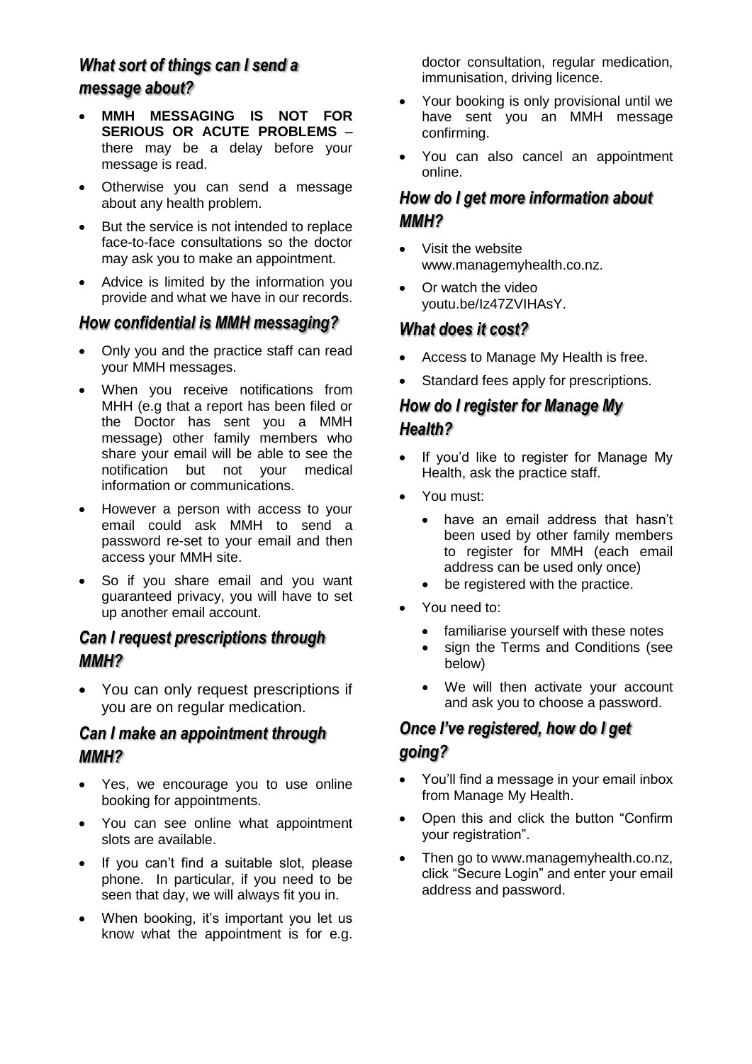## *What sort of things can I send a message about?*

- **MMH MESSAGING IS NOT FOR SERIOUS OR ACUTE PROBLEMS** – there may be a delay before your message is read.
- Otherwise you can send a message about any health problem.
- But the service is not intended to replace face-to-face consultations so the doctor may ask you to make an appointment.
- Advice is limited by the information you provide and what we have in our records.

## *How confidential is MMH messaging?*

- Only you and the practice staff can read your MMH messages.
- When you receive notifications from MHH (e.g that a report has been filed or the Doctor has sent you a MMH message) other family members who share your email will be able to see the notification but not your medical information or communications.
- However a person with access to your email could ask MMH to send a password re-set to your email and then access your MMH site.
- So if you share email and you want guaranteed privacy, you will have to set up another email account.

## *Can I request prescriptions through MMH?*

- You can only request prescriptions if you are on regular medication.

## *Can I make an appointment through MMH?*

- Yes, we encourage you to use online booking for appointments.
- You can see online what appointment slots are available.
- If you can't find a suitable slot, please phone. In particular, if you need to be seen that day, we will always fit you in.
- When booking, it's important you let us know what the appointment is for e.g. doctor consultation, regular medication, immunisation, driving licence.
- Your booking is only provisional until we have sent you an MMH message confirming.
- You can also cancel an appointment online.

## *How do I get more information about MMH?*

- Visit the website www.managemyhealth.co.nz.
- Or watch the video youtu.be/Iz47ZVIHAsY.

## *What does it cost?*

- Access to Manage My Health is free.
- Standard fees apply for prescriptions.

## *How do I register for Manage My Health?*

- If you'd like to register for Manage My Health, ask the practice staff.
- You must:
  - have an email address that hasn't been used by other family members to register for MMH (each email address can be used only once)
  - be registered with the practice.
- You need to:
  - familiarise yourself with these notes
  - sign the Terms and Conditions (see below)
  - We will then activate your account and ask you to choose a password.

## *Once I've registered, how do I get going?*

- You'll find a message in your email inbox from Manage My Health.
- Open this and click the button "Confirm your registration".
- Then go to www.managemyhealth.co.nz, click "Secure Login" and enter your email address and password.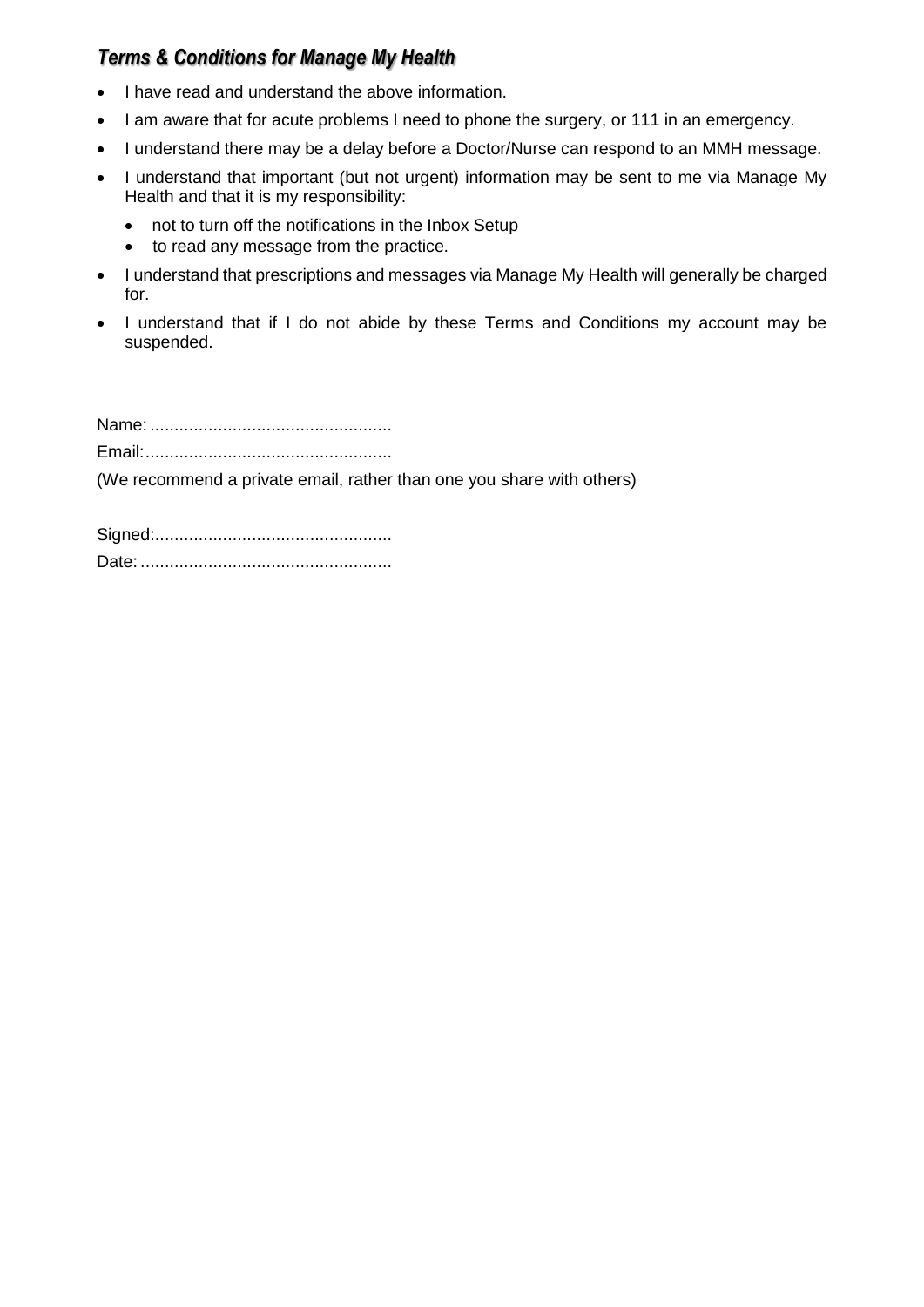## ***Terms & Conditions for Manage My Health***

- I have read and understand the above information.
- I am aware that for acute problems I need to phone the surgery, or 111 in an emergency.
- I understand there may be a delay before a Doctor/Nurse can respond to an MMH message.
- I understand that important (but not urgent) information may be sent to me via Manage My Health and that it is my responsibility:
  - not to turn off the notifications in the Inbox Setup
  - to read any message from the practice.
- I understand that prescriptions and messages via Manage My Health will generally be charged for.
- I understand that if I do not abide by these Terms and Conditions my account may be suspended.

Name: .................................................

Email:..................................................

(We recommend a private email, rather than one you share with others)

Signed:................................................

Date: ...................................................